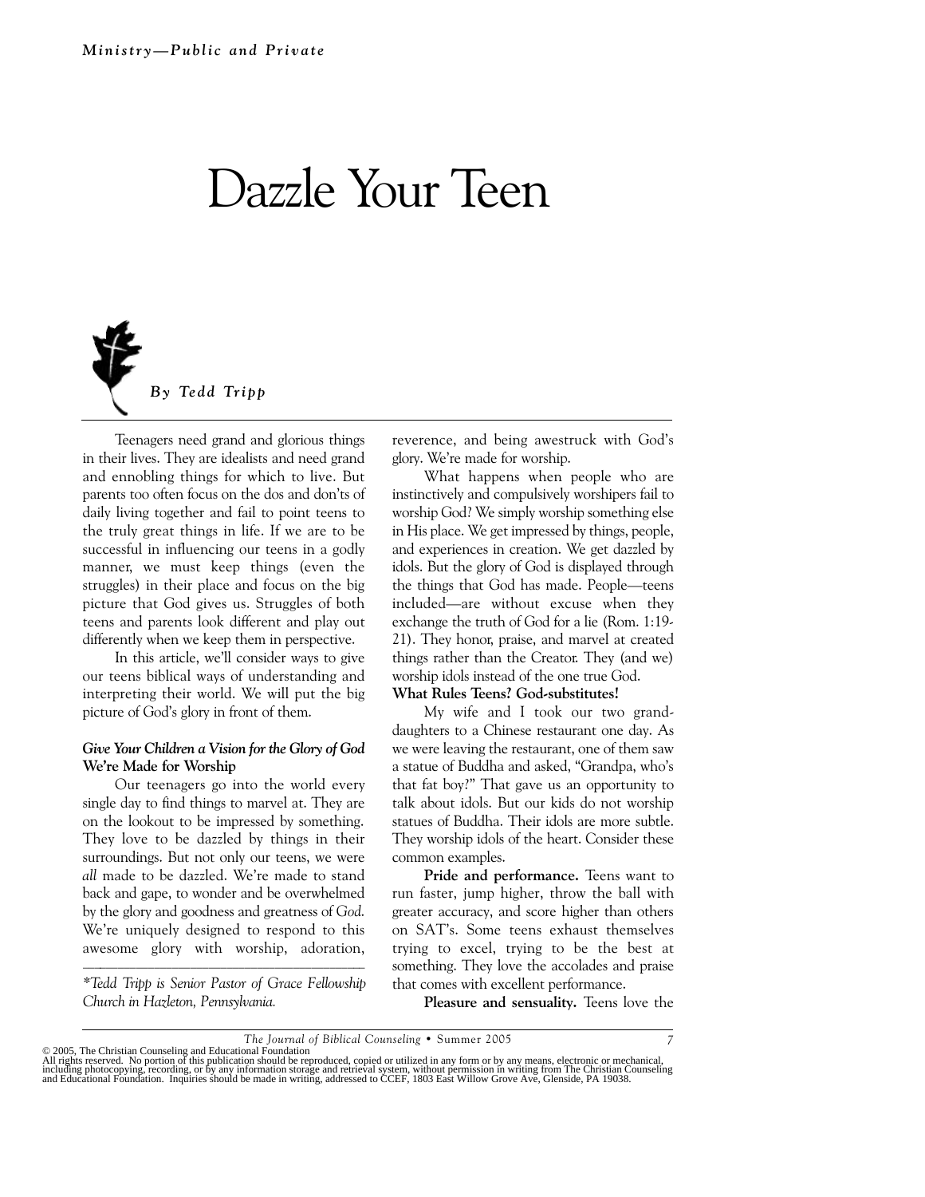# Dazzle Your Teen

*By Tedd Tripp*

Teenagers need grand and glorious things in their lives. They are idealists and need grand and ennobling things for which to live. But parents too often focus on the dos and don'ts of daily living together and fail to point teens to the truly great things in life. If we are to be successful in influencing our teens in a godly manner, we must keep things (even the struggles) in their place and focus on the big picture that God gives us. Struggles of both teens and parents look different and play out differently when we keep them in perspective.

In this article, we'll consider ways to give our teens biblical ways of understanding and interpreting their world. We will put the big picture of God's glory in front of them.

## *Give Your Children a Vision for the Glory of God*

### We're Made for Worship

Our teenagers go into the world every single day to find things to marvel at. They are on the lookout to be impressed by something. They love to be dazzled by things in their surroundings. But not only our teens, we were *all* made to be dazzled. We're made to stand back and gape, to wonder and be overwhelmed by the glory and goodness and greatness of *God*. We're uniquely designed to respond to this awesome glory with worship, adoration, reverence, and being awestruck with God's glory. We're made for worship.

What happens when people who are instinctively and compulsively worshipers fail to worship God? We simply worship something else in His place. We get impressed by things, people, and experiences in creation. We get dazzled by idols. But the glory of God is displayed through the things that God has made. People—teens included—are without excuse when they exchange the truth of God for a lie (Rom. 1:19-21). They honor, praise, and marvel at created things rather than the Creator. They (and we) worship idols instead of the one true God.

### What Rules Teens? God-substitutes!

My wife and I took our two granddaughters to a Chinese restaurant one day. As we were leaving the restaurant, one of them saw a statue of Buddha and asked, "Grandpa, who's that fat boy?" That gave us an opportunity to talk about idols. But our kids do not worship statues of Buddha. Their idols are more subtle. They worship idols of the heart. Consider these common examples.

**Pride and performance.** Teens want to run faster, jump higher, throw the ball with greater accuracy, and score higher than others on SAT's. Some teens exhaust themselves trying to excel, trying to be the best at something. They love the accolades and praise that comes with excellent performance.

**Pleasure and sensuality.** Teens love the

---

*\*Tedd Tripp is Senior Pastor of Grace Fellowship Church in Hazleton, Pennsylvania.*

© 2005, The Christian Counseling and Educational Foundation
All rights reserved. No portion of this publication should be reproduced, copied or utilized in any form or by any means, electronic or mechanical, including photocopying, recording, or by any information storage and retrieval system, without permission in writing from The Christian Counseling and Educational Foundation. Inquiries should be made in writing, addressed to CCEF, 1803 East Willow Grove Ave, Glenside, PA 19038.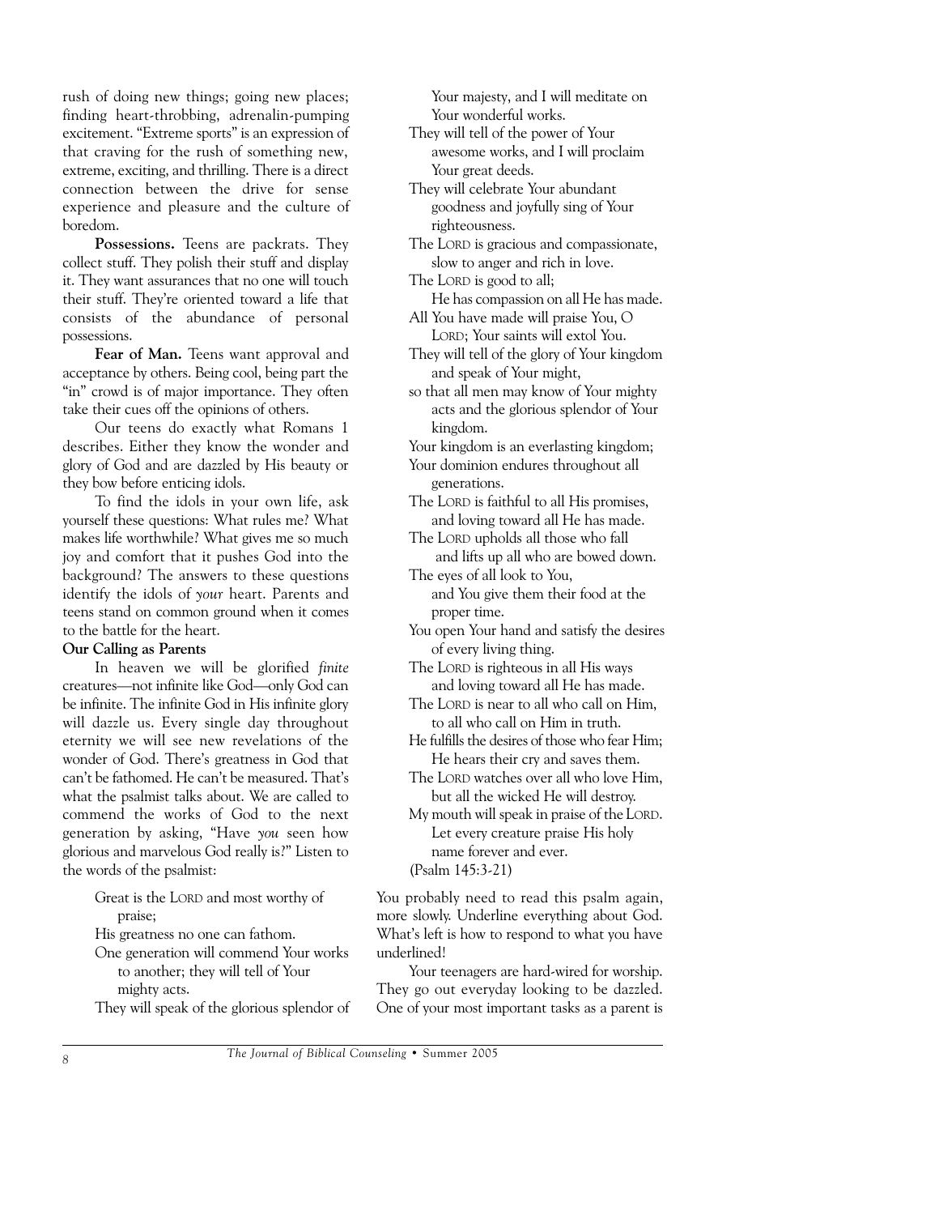rush of doing new things; going new places; finding heart-throbbing, adrenalin-pumping excitement. "Extreme sports" is an expression of that craving for the rush of something new, extreme, exciting, and thrilling. There is a direct connection between the drive for sense experience and pleasure and the culture of boredom.

**Possessions.** Teens are packrats. They collect stuff. They polish their stuff and display it. They want assurances that no one will touch their stuff. They're oriented toward a life that consists of the abundance of personal possessions.

**Fear of Man.** Teens want approval and acceptance by others. Being cool, being part the "in" crowd is of major importance. They often take their cues off the opinions of others.

Our teens do exactly what Romans 1 describes. Either they know the wonder and glory of God and are dazzled by His beauty or they bow before enticing idols.

To find the idols in your own life, ask yourself these questions: What rules me? What makes life worthwhile? What gives me so much joy and comfort that it pushes God into the background? The answers to these questions identify the idols of *your* heart. Parents and teens stand on common ground when it comes to the battle for the heart.

**Our Calling as Parents**

In heaven we will be glorified *finite* creatures—not infinite like God—only God can be infinite. The infinite God in His infinite glory will dazzle us. Every single day throughout eternity we will see new revelations of the wonder of God. There's greatness in God that can't be fathomed. He can't be measured. That's what the psalmist talks about. We are called to commend the works of God to the next generation by asking, "Have *you* seen how glorious and marvelous God really is?" Listen to the words of the psalmist:

> Great is the LORD and most worthy of praise;
> His greatness no one can fathom.
> One generation will commend Your works to another; they will tell of Your mighty acts.
> They will speak of the glorious splendor of Your majesty, and I will meditate on Your wonderful works.
> They will tell of the power of Your awesome works, and I will proclaim Your great deeds.
> They will celebrate Your abundant goodness and joyfully sing of Your righteousness.
> The LORD is gracious and compassionate, slow to anger and rich in love.
> The LORD is good to all;
> He has compassion on all He has made.
> All You have made will praise You, O LORD; Your saints will extol You.
> They will tell of the glory of Your kingdom and speak of Your might,
> so that all men may know of Your mighty acts and the glorious splendor of Your kingdom.
> Your kingdom is an everlasting kingdom;
> Your dominion endures throughout all generations.
> The LORD is faithful to all His promises, and loving toward all He has made.
> The LORD upholds all those who fall and lifts up all who are bowed down.
> The eyes of all look to You,
> and You give them their food at the proper time.
> You open Your hand and satisfy the desires of every living thing.
> The LORD is righteous in all His ways and loving toward all He has made.
> The LORD is near to all who call on Him, to all who call on Him in truth.
> He fulfills the desires of those who fear Him; He hears their cry and saves them.
> The LORD watches over all who love Him, but all the wicked He will destroy.
> My mouth will speak in praise of the LORD.
> Let every creature praise His holy name forever and ever.
> (Psalm 145:3-21)

You probably need to read this psalm again, more slowly. Underline everything about God. What's left is how to respond to what you have underlined!

Your teenagers are hard-wired for worship. They go out everyday looking to be dazzled. One of your most important tasks as a parent is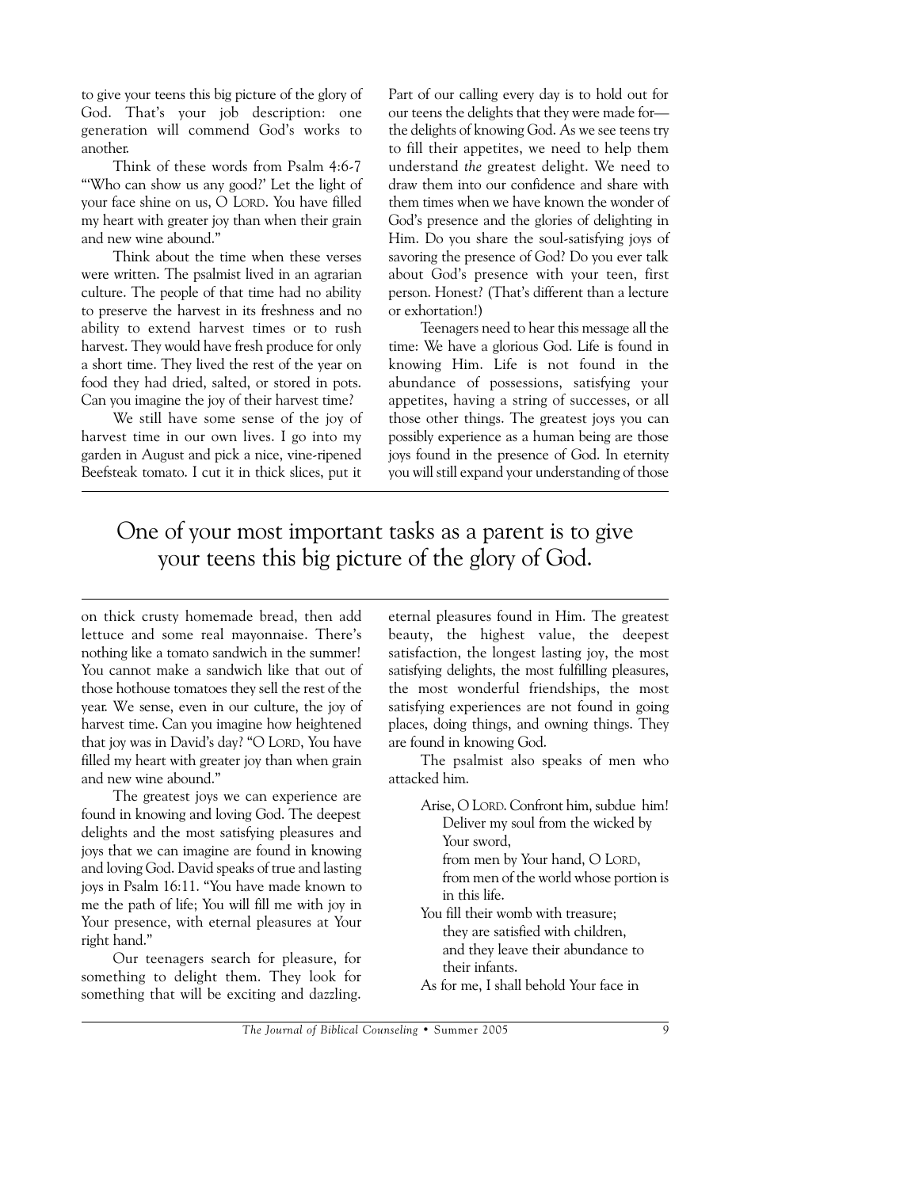to give your teens this big picture of the glory of God. That's your job description: one generation will commend God's works to another.

Think of these words from Psalm 4:6-7 "'Who can show us any good?' Let the light of your face shine on us, O LORD. You have filled my heart with greater joy than when their grain and new wine abound."

Think about the time when these verses were written. The psalmist lived in an agrarian culture. The people of that time had no ability to preserve the harvest in its freshness and no ability to extend harvest times or to rush harvest. They would have fresh produce for only a short time. They lived the rest of the year on food they had dried, salted, or stored in pots. Can you imagine the joy of their harvest time?

We still have some sense of the joy of harvest time in our own lives. I go into my garden in August and pick a nice, vine-ripened Beefsteak tomato. I cut it in thick slices, put it on thick crusty homemade bread, then add lettuce and some real mayonnaise. There's nothing like a tomato sandwich in the summer! You cannot make a sandwich like that out of those hothouse tomatoes they sell the rest of the year. We sense, even in our culture, the joy of harvest time. Can you imagine how heightened that joy was in David's day? "O LORD, You have filled my heart with greater joy than when grain and new wine abound."

The greatest joys we can experience are found in knowing and loving God. The deepest delights and the most satisfying pleasures and joys that we can imagine are found in knowing and loving God. David speaks of true and lasting joys in Psalm 16:11. "You have made known to me the path of life; You will fill me with joy in Your presence, with eternal pleasures at Your right hand."

Our teenagers search for pleasure, for something to delight them. They look for something that will be exciting and dazzling. Part of our calling every day is to hold out for our teens the delights that they were made for—the delights of knowing God. As we see teens try to fill their appetites, we need to help them understand *the* greatest delight. We need to draw them into our confidence and share with them times when we have known the wonder of God's presence and the glories of delighting in Him. Do you share the soul-satisfying joys of savoring the presence of God? Do you ever talk about God's presence with your teen, first person. Honest? (That's different than a lecture or exhortation!)

Teenagers need to hear this message all the time: We have a glorious God. Life is found in knowing Him. Life is not found in the abundance of possessions, satisfying your appetites, having a string of successes, or all those other things. The greatest joys you can possibly experience as a human being are those joys found in the presence of God. In eternity you will still expand your understanding of those eternal pleasures found in Him. The greatest beauty, the highest value, the deepest satisfaction, the longest lasting joy, the most satisfying delights, the most fulfilling pleasures, the most wonderful friendships, the most satisfying experiences are not found in going places, doing things, and owning things. They are found in knowing God.

> One of your most important tasks as a parent is to give your teens this big picture of the glory of God.

The psalmist also speaks of men who attacked him.

> Arise, O LORD. Confront him, subdue him!
> Deliver my soul from the wicked by Your sword,
> from men by Your hand, O LORD,
> from men of the world whose portion is in this life.
> You fill their womb with treasure;
> they are satisfied with children,
> and they leave their abundance to their infants.
> As for me, I shall behold Your face in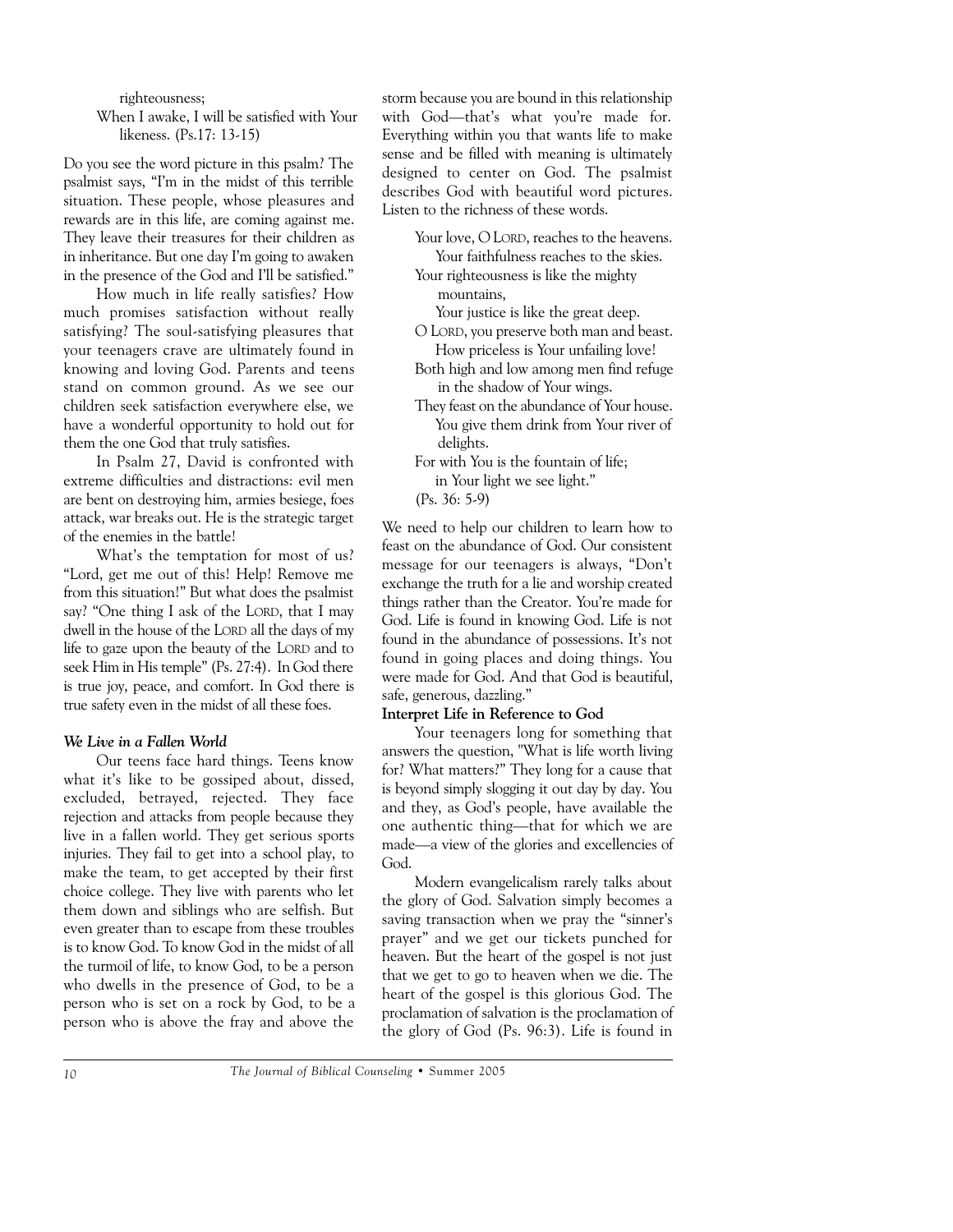righteousness;
When I awake, I will be satisfied with Your likeness. (Ps.17: 13-15)

Do you see the word picture in this psalm? The psalmist says, "I'm in the midst of this terrible situation. These people, whose pleasures and rewards are in this life, are coming against me. They leave their treasures for their children as in inheritance. But one day I'm going to awaken in the presence of the God and I'll be satisfied."

How much in life really satisfies? How much promises satisfaction without really satisfying? The soul-satisfying pleasures that your teenagers crave are ultimately found in knowing and loving God. Parents and teens stand on common ground. As we see our children seek satisfaction everywhere else, we have a wonderful opportunity to hold out for them the one God that truly satisfies.

In Psalm 27, David is confronted with extreme difficulties and distractions: evil men are bent on destroying him, armies besiege, foes attack, war breaks out. He is the strategic target of the enemies in the battle!

What's the temptation for most of us? "Lord, get me out of this! Help! Remove me from this situation!" But what does the psalmist say? "One thing I ask of the LORD, that I may dwell in the house of the LORD all the days of my life to gaze upon the beauty of the LORD and to seek Him in His temple" (Ps. 27:4). In God there is true joy, peace, and comfort. In God there is true safety even in the midst of all these foes.

### *We Live in a Fallen World*

Our teens face hard things. Teens know what it's like to be gossiped about, dissed, excluded, betrayed, rejected. They face rejection and attacks from people because they live in a fallen world. They get serious sports injuries. They fail to get into a school play, to make the team, to get accepted by their first choice college. They live with parents who let them down and siblings who are selfish. But even greater than to escape from these troubles is to know God. To know God in the midst of all the turmoil of life, to know God, to be a person who dwells in the presence of God, to be a person who is set on a rock by God, to be a person who is above the fray and above the storm because you are bound in this relationship with God—that's what you're made for. Everything within you that wants life to make sense and be filled with meaning is ultimately designed to center on God. The psalmist describes God with beautiful word pictures. Listen to the richness of these words.

> Your love, O LORD, reaches to the heavens.
> Your faithfulness reaches to the skies.
> Your righteousness is like the mighty mountains,
> Your justice is like the great deep.
> O LORD, you preserve both man and beast.
> How priceless is Your unfailing love!
> Both high and low among men find refuge in the shadow of Your wings.
> They feast on the abundance of Your house.
> You give them drink from Your river of delights.
> For with You is the fountain of life;
> in Your light we see light."
> (Ps. 36: 5-9)

We need to help our children to learn how to feast on the abundance of God. Our consistent message for our teenagers is always, "Don't exchange the truth for a lie and worship created things rather than the Creator. You're made for God. Life is found in knowing God. Life is not found in the abundance of possessions. It's not found in going places and doing things. You were made for God. And that God is beautiful, safe, generous, dazzling."

### Interpret Life in Reference to God

Your teenagers long for something that answers the question, "What is life worth living for? What matters?" They long for a cause that is beyond simply slogging it out day by day. You and they, as God's people, have available the one authentic thing—that for which we are made—a view of the glories and excellencies of God.

Modern evangelicalism rarely talks about the glory of God. Salvation simply becomes a saving transaction when we pray the "sinner's prayer" and we get our tickets punched for heaven. But the heart of the gospel is not just that we get to go to heaven when we die. The heart of the gospel is this glorious God. The proclamation of salvation is the proclamation of the glory of God (Ps. 96:3). Life is found in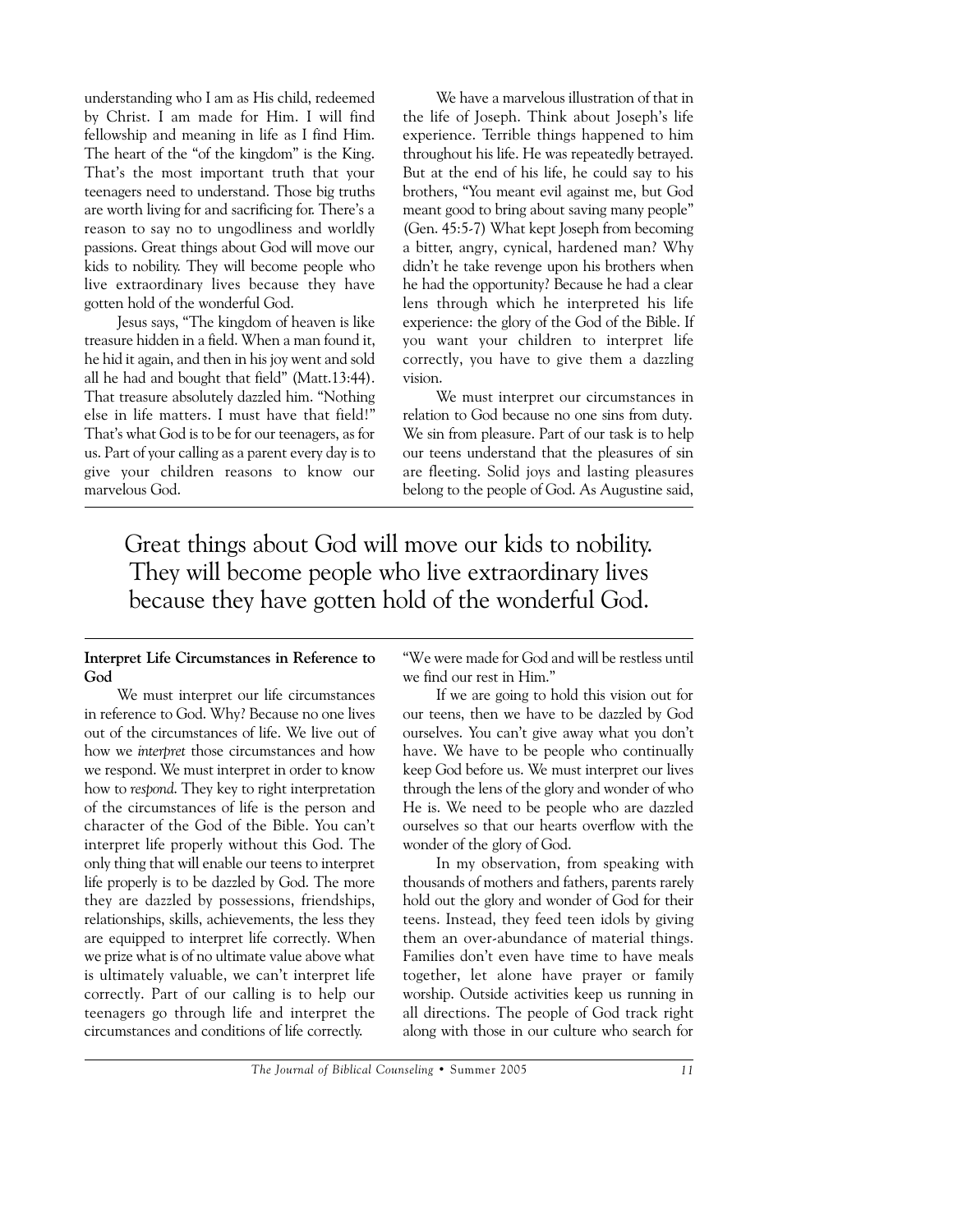understanding who I am as His child, redeemed by Christ. I am made for Him. I will find fellowship and meaning in life as I find Him. The heart of the "of the kingdom" is the King. That's the most important truth that your teenagers need to understand. Those big truths are worth living for and sacrificing for. There's a reason to say no to ungodliness and worldly passions. Great things about God will move our kids to nobility. They will become people who live extraordinary lives because they have gotten hold of the wonderful God.

Jesus says, "The kingdom of heaven is like treasure hidden in a field. When a man found it, he hid it again, and then in his joy went and sold all he had and bought that field" (Matt.13:44). That treasure absolutely dazzled him. "Nothing else in life matters. I must have that field!" That's what God is to be for our teenagers, as for us. Part of your calling as a parent every day is to give your children reasons to know our marvelous God.

We have a marvelous illustration of that in the life of Joseph. Think about Joseph's life experience. Terrible things happened to him throughout his life. He was repeatedly betrayed. But at the end of his life, he could say to his brothers, "You meant evil against me, but God meant good to bring about saving many people" (Gen. 45:5-7) What kept Joseph from becoming a bitter, angry, cynical, hardened man? Why didn't he take revenge upon his brothers when he had the opportunity? Because he had a clear lens through which he interpreted his life experience: the glory of the God of the Bible. If you want your children to interpret life correctly, you have to give them a dazzling vision.

We must interpret our circumstances in relation to God because no one sins from duty. We sin from pleasure. Part of our task is to help our teens understand that the pleasures of sin are fleeting. Solid joys and lasting pleasures belong to the people of God. As Augustine said, "We were made for God and will be restless until we find our rest in Him."

> Great things about God will move our kids to nobility. They will become people who live extraordinary lives because they have gotten hold of the wonderful God.

If we are going to hold this vision out for our teens, then we have to be dazzled by God ourselves. You can't give away what you don't have. We have to be people who continually keep God before us. We must interpret our lives through the lens of the glory and wonder of who He is. We need to be people who are dazzled ourselves so that our hearts overflow with the wonder of the glory of God.

In my observation, from speaking with thousands of mothers and fathers, parents rarely hold out the glory and wonder of God for their teens. Instead, they feed teen idols by giving them an over-abundance of material things. Families don't even have time to have meals together, let alone have prayer or family worship. Outside activities keep us running in all directions. The people of God track right along with those in our culture who search for

**Interpret Life Circumstances in Reference to God**

We must interpret our life circumstances in reference to God. Why? Because no one lives out of the circumstances of life. We live out of how we *interpret* those circumstances and how we respond. We must interpret in order to know how to *respond*. They key to right interpretation of the circumstances of life is the person and character of the God of the Bible. You can't interpret life properly without this God. The only thing that will enable our teens to interpret life properly is to be dazzled by God. The more they are dazzled by possessions, friendships, relationships, skills, achievements, the less they are equipped to interpret life correctly. When we prize what is of no ultimate value above what is ultimately valuable, we can't interpret life correctly. Part of our calling is to help our teenagers go through life and interpret the circumstances and conditions of life correctly.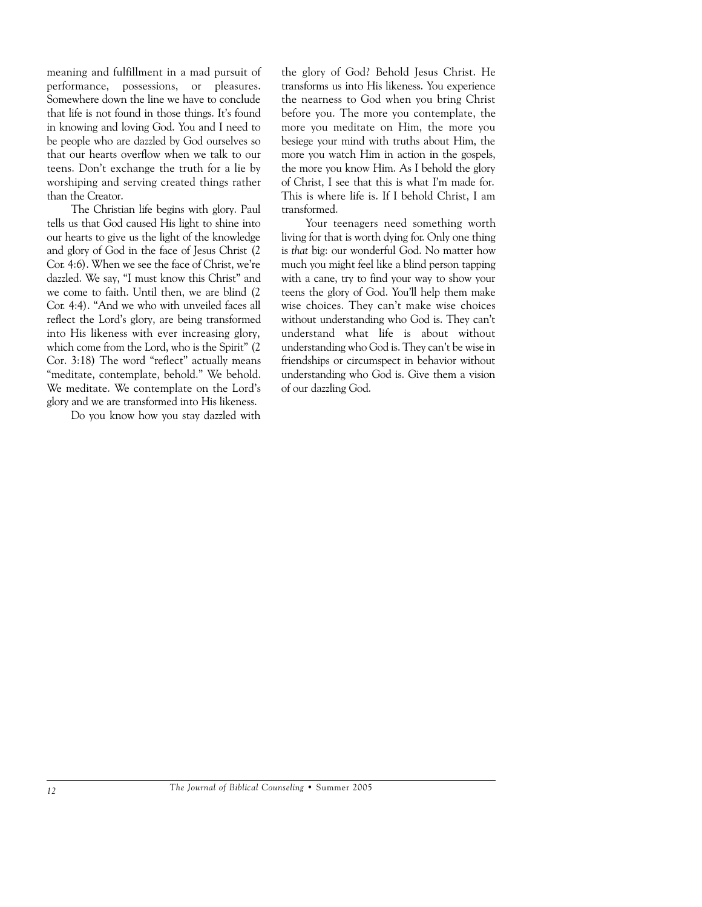meaning and fulfillment in a mad pursuit of performance, possessions, or pleasures. Somewhere down the line we have to conclude that life is not found in those things. It's found in knowing and loving God. You and I need to be people who are dazzled by God ourselves so that our hearts overflow when we talk to our teens. Don't exchange the truth for a lie by worshiping and serving created things rather than the Creator.

The Christian life begins with glory. Paul tells us that God caused His light to shine into our hearts to give us the light of the knowledge and glory of God in the face of Jesus Christ (2 Cor. 4:6). When we see the face of Christ, we're dazzled. We say, "I must know this Christ" and we come to faith. Until then, we are blind (2 Cor. 4:4). "And we who with unveiled faces all reflect the Lord's glory, are being transformed into His likeness with ever increasing glory, which come from the Lord, who is the Spirit" (2 Cor. 3:18) The word "reflect" actually means "meditate, contemplate, behold." We behold. We meditate. We contemplate on the Lord's glory and we are transformed into His likeness.

Do you know how you stay dazzled with the glory of God? Behold Jesus Christ. He transforms us into His likeness. You experience the nearness to God when you bring Christ before you. The more you contemplate, the more you meditate on Him, the more you besiege your mind with truths about Him, the more you watch Him in action in the gospels, the more you know Him. As I behold the glory of Christ, I see that this is what I'm made for. This is where life is. If I behold Christ, I am transformed.

Your teenagers need something worth living for that is worth dying for. Only one thing is *that* big: our wonderful God. No matter how much you might feel like a blind person tapping with a cane, try to find your way to show your teens the glory of God. You'll help them make wise choices. They can't make wise choices without understanding who God is. They can't understand what life is about without understanding who God is. They can't be wise in friendships or circumspect in behavior without understanding who God is. Give them a vision of our dazzling God.